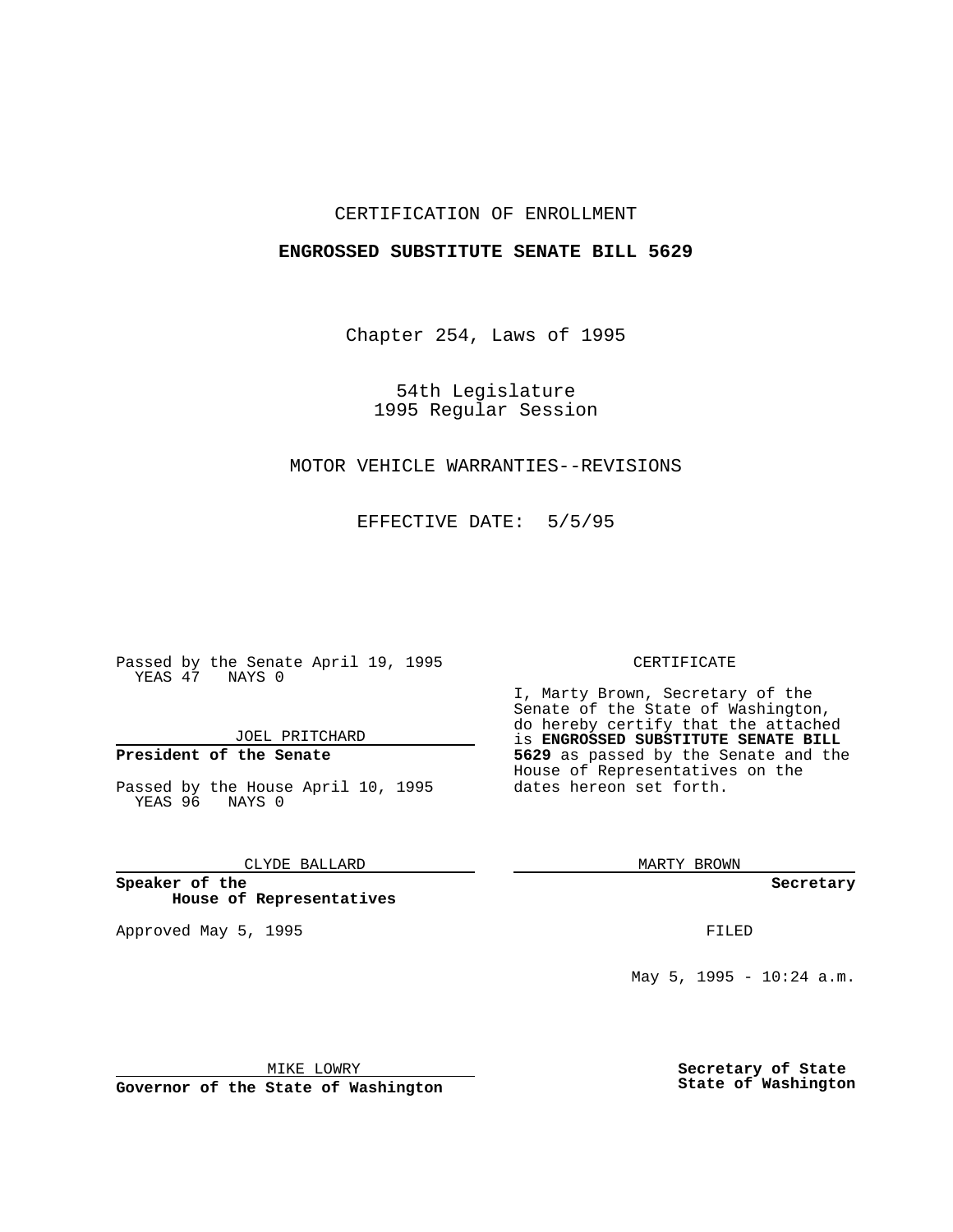CERTIFICATION OF ENROLLMENT

**ENGROSSED SUBSTITUTE SENATE BILL 5629**

Chapter 254, Laws of 1995

54th Legislature
1995 Regular Session

MOTOR VEHICLE WARRANTIES--REVISIONS

EFFECTIVE DATE: 5/5/95

Passed by the Senate April 19, 1995
YEAS 47 NAYS 0

JOEL PRITCHARD

**President of the Senate**

Passed by the House April 10, 1995
YEAS 96 NAYS 0

CLYDE BALLARD

**Speaker of the House of Representatives**

Approved May 5, 1995

MIKE LOWRY

**Governor of the State of Washington**

CERTIFICATE

I, Marty Brown, Secretary of the Senate of the State of Washington, do hereby certify that the attached is **ENGROSSED SUBSTITUTE SENATE BILL 5629** as passed by the Senate and the House of Representatives on the dates hereon set forth.

MARTY BROWN

**Secretary**

FILED

May 5, 1995 - 10:24 a.m.

**Secretary of State**
**State of Washington**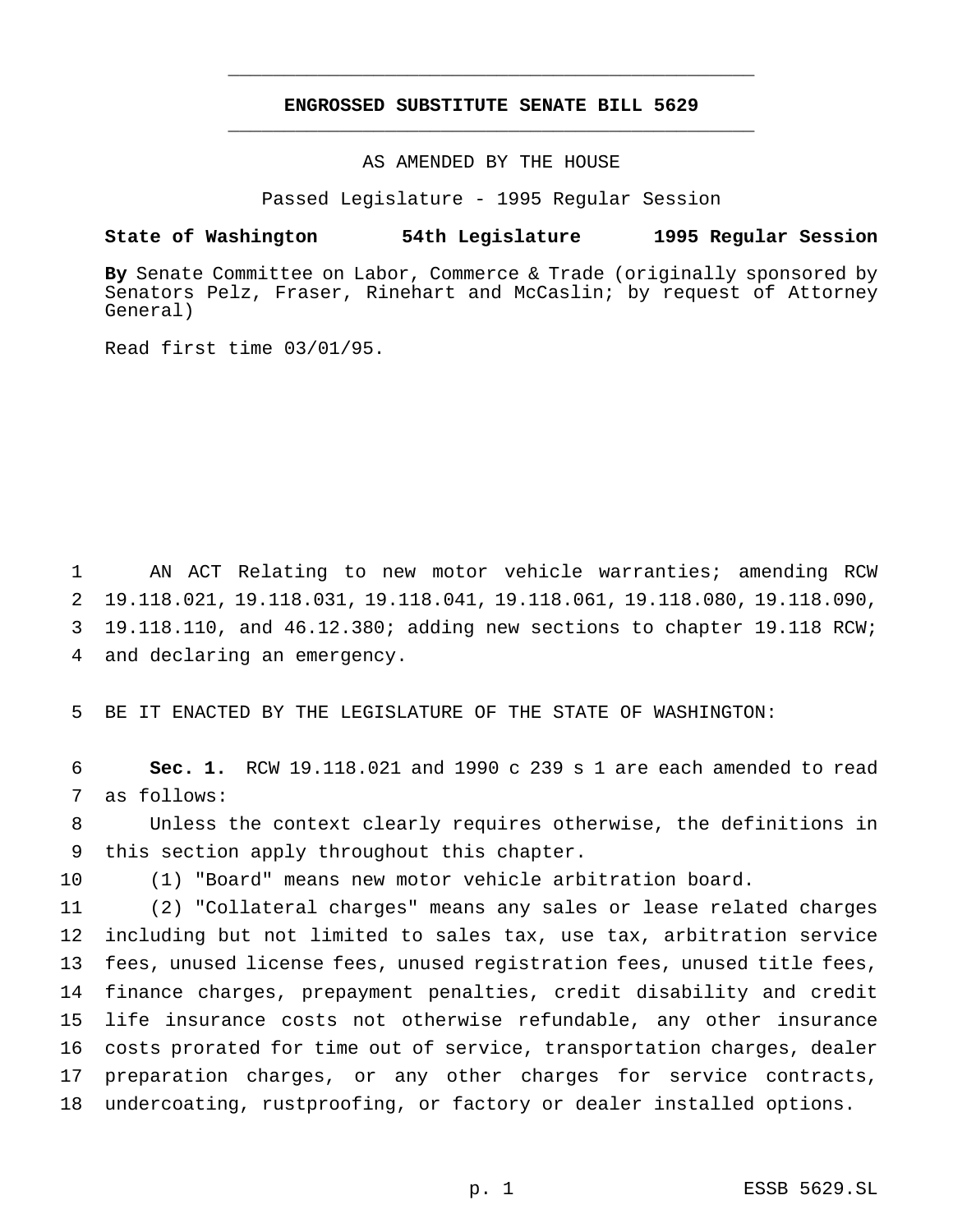# ENGROSSED SUBSTITUTE SENATE BILL 5629

AS AMENDED BY THE HOUSE

Passed Legislature - 1995 Regular Session

**State of Washington 54th Legislature 1995 Regular Session**

**By** Senate Committee on Labor, Commerce & Trade (originally sponsored by Senators Pelz, Fraser, Rinehart and McCaslin; by request of Attorney General)

Read first time 03/01/95.

AN ACT Relating to new motor vehicle warranties; amending RCW 19.118.021, 19.118.031, 19.118.041, 19.118.061, 19.118.080, 19.118.090, 19.118.110, and 46.12.380; adding new sections to chapter 19.118 RCW; and declaring an emergency.

BE IT ENACTED BY THE LEGISLATURE OF THE STATE OF WASHINGTON:

**Sec. 1.** RCW 19.118.021 and 1990 c 239 s 1 are each amended to read as follows:

Unless the context clearly requires otherwise, the definitions in this section apply throughout this chapter.

(1) "Board" means new motor vehicle arbitration board.

(2) "Collateral charges" means any sales or lease related charges including but not limited to sales tax, use tax, arbitration service fees, unused license fees, unused registration fees, unused title fees, finance charges, prepayment penalties, credit disability and credit life insurance costs not otherwise refundable, any other insurance costs prorated for time out of service, transportation charges, dealer preparation charges, or any other charges for service contracts, undercoating, rustproofing, or factory or dealer installed options.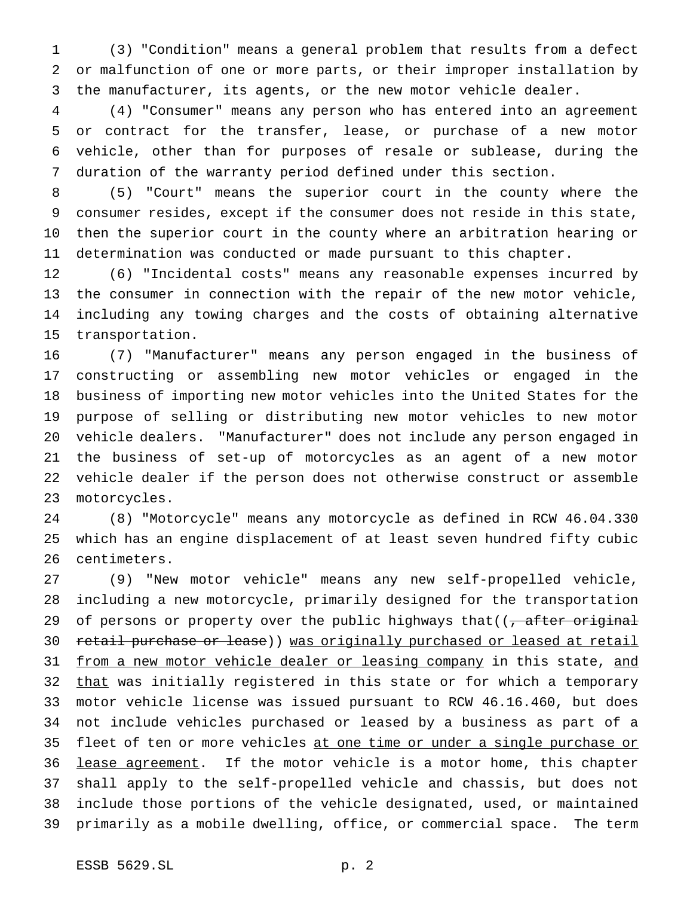(3) "Condition" means a general problem that results from a defect or malfunction of one or more parts, or their improper installation by the manufacturer, its agents, or the new motor vehicle dealer.

(4) "Consumer" means any person who has entered into an agreement or contract for the transfer, lease, or purchase of a new motor vehicle, other than for purposes of resale or sublease, during the duration of the warranty period defined under this section.

(5) "Court" means the superior court in the county where the consumer resides, except if the consumer does not reside in this state, then the superior court in the county where an arbitration hearing or determination was conducted or made pursuant to this chapter.

(6) "Incidental costs" means any reasonable expenses incurred by the consumer in connection with the repair of the new motor vehicle, including any towing charges and the costs of obtaining alternative transportation.

(7) "Manufacturer" means any person engaged in the business of constructing or assembling new motor vehicles or engaged in the business of importing new motor vehicles into the United States for the purpose of selling or distributing new motor vehicles to new motor vehicle dealers. "Manufacturer" does not include any person engaged in the business of set-up of motorcycles as an agent of a new motor vehicle dealer if the person does not otherwise construct or assemble motorcycles.

(8) "Motorcycle" means any motorcycle as defined in RCW 46.04.330 which has an engine displacement of at least seven hundred fifty cubic centimeters.

(9) "New motor vehicle" means any new self-propelled vehicle, including a new motorcycle, primarily designed for the transportation of persons or property over the public highways that((~~, after original retail purchase or lease~~)) <u>was originally purchased or leased at retail from a new motor vehicle dealer or leasing company</u> in this state, <u>and that</u> was initially registered in this state or for which a temporary motor vehicle license was issued pursuant to RCW 46.16.460, but does not include vehicles purchased or leased by a business as part of a fleet of ten or more vehicles <u>at one time or under a single purchase or lease agreement</u>. If the motor vehicle is a motor home, this chapter shall apply to the self-propelled vehicle and chassis, but does not include those portions of the vehicle designated, used, or maintained primarily as a mobile dwelling, office, or commercial space. The term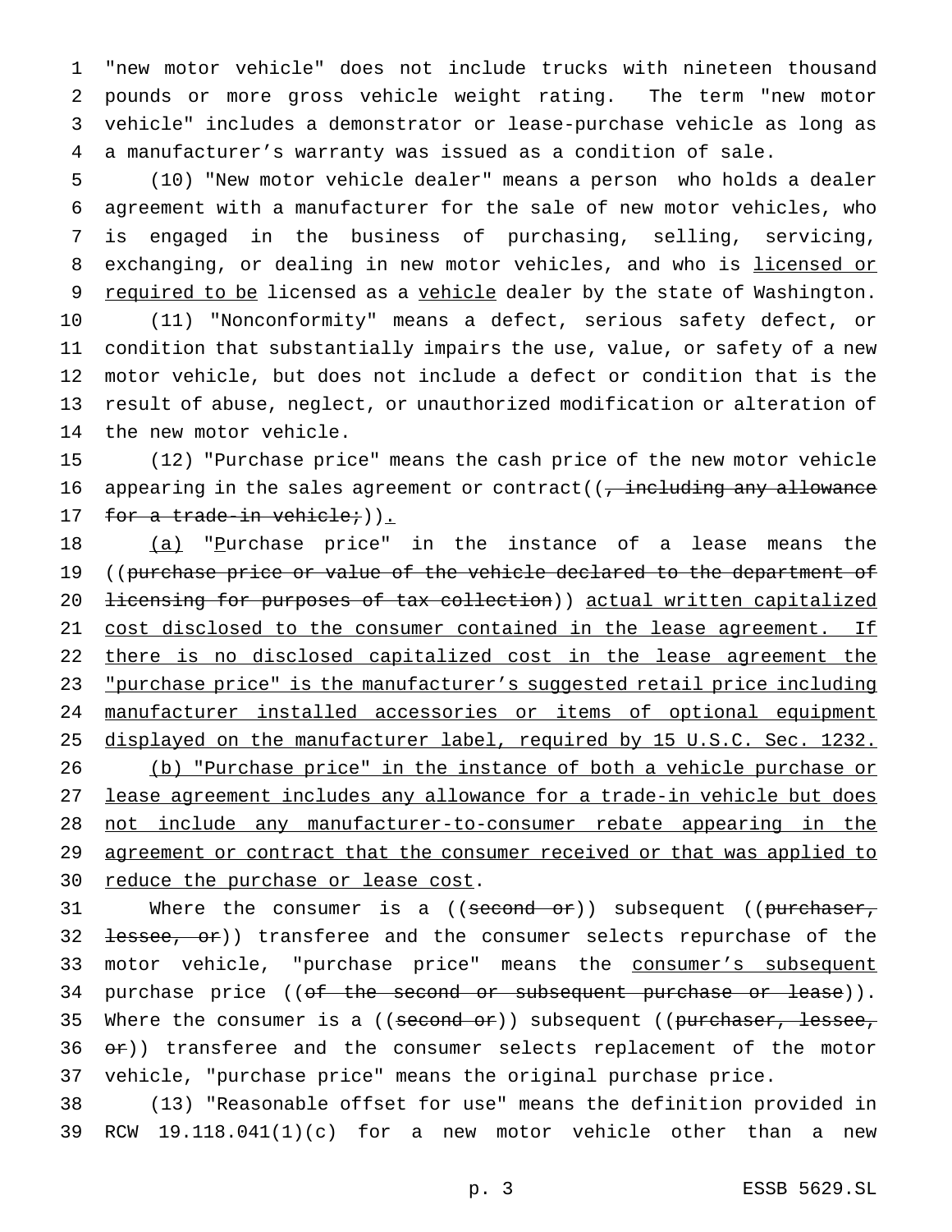"new motor vehicle" does not include trucks with nineteen thousand pounds or more gross vehicle weight rating. The term "new motor vehicle" includes a demonstrator or lease-purchase vehicle as long as a manufacturer's warranty was issued as a condition of sale.

(10) "New motor vehicle dealer" means a person who holds a dealer agreement with a manufacturer for the sale of new motor vehicles, who is engaged in the business of purchasing, selling, servicing, exchanging, or dealing in new motor vehicles, and who is licensed or required to be licensed as a vehicle dealer by the state of Washington.

(11) "Nonconformity" means a defect, serious safety defect, or condition that substantially impairs the use, value, or safety of a new motor vehicle, but does not include a defect or condition that is the result of abuse, neglect, or unauthorized modification or alteration of the new motor vehicle.

(12) "Purchase price" means the cash price of the new motor vehicle appearing in the sales agreement or contract((~~, including any allowance for a trade-in vehicle;~~)).

(a) "Purchase price" in the instance of a lease means the ((~~purchase price or value of the vehicle declared to the department of licensing for purposes of tax collection~~)) actual written capitalized cost disclosed to the consumer contained in the lease agreement. If there is no disclosed capitalized cost in the lease agreement the "purchase price" is the manufacturer's suggested retail price including manufacturer installed accessories or items of optional equipment displayed on the manufacturer label, required by 15 U.S.C. Sec. 1232.

(b) "Purchase price" in the instance of both a vehicle purchase or lease agreement includes any allowance for a trade-in vehicle but does not include any manufacturer-to-consumer rebate appearing in the agreement or contract that the consumer received or that was applied to reduce the purchase or lease cost.

Where the consumer is a ((~~second or~~)) subsequent ((~~purchaser, lessee, or~~)) transferee and the consumer selects repurchase of the motor vehicle, "purchase price" means the consumer's subsequent purchase price ((~~of the second or subsequent purchase or lease~~)). Where the consumer is a ((~~second or~~)) subsequent ((~~purchaser, lessee, or~~)) transferee and the consumer selects replacement of the motor vehicle, "purchase price" means the original purchase price.

(13) "Reasonable offset for use" means the definition provided in RCW 19.118.041(1)(c) for a new motor vehicle other than a new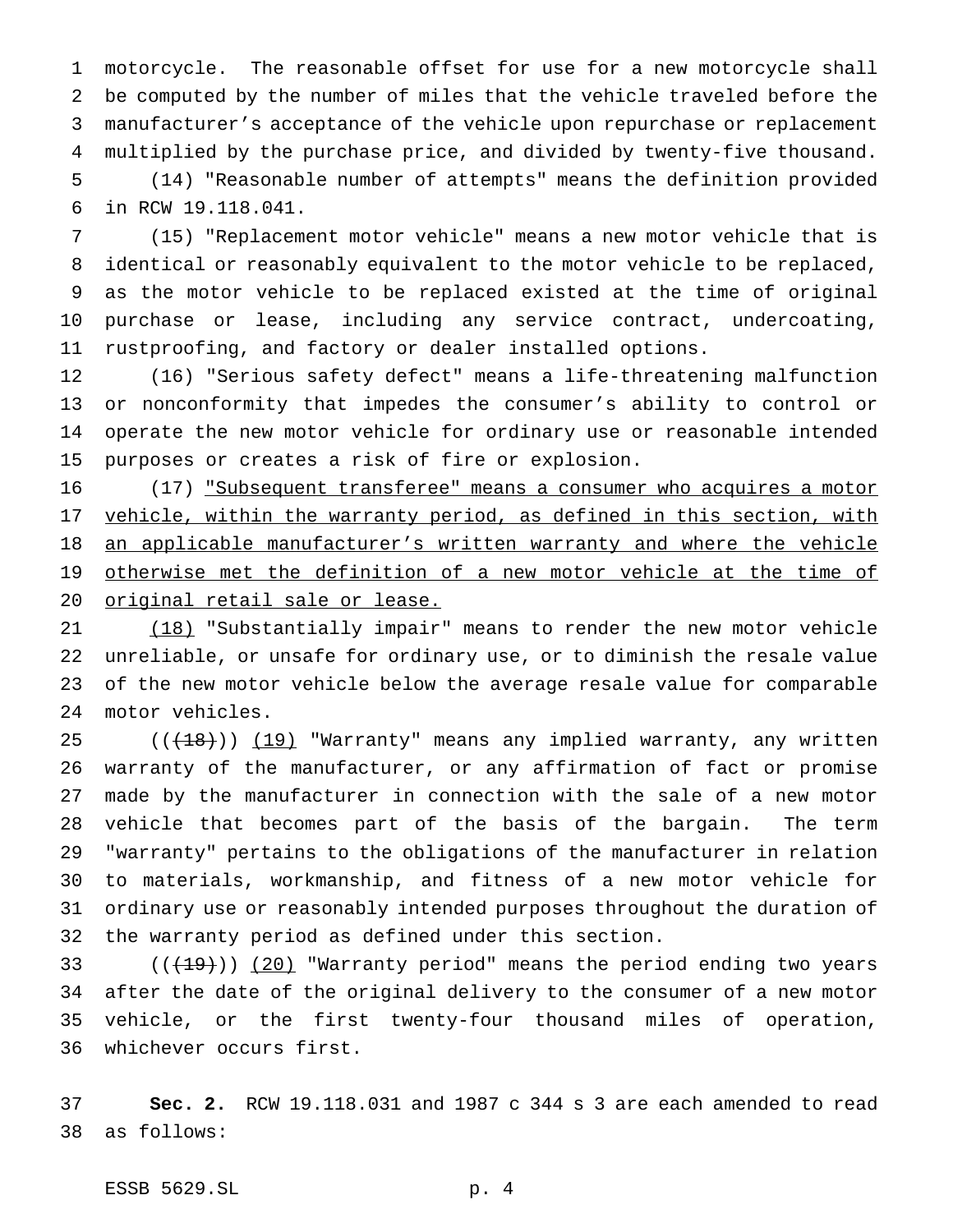motorcycle. The reasonable offset for use for a new motorcycle shall be computed by the number of miles that the vehicle traveled before the manufacturer's acceptance of the vehicle upon repurchase or replacement multiplied by the purchase price, and divided by twenty-five thousand.

(14) "Reasonable number of attempts" means the definition provided in RCW 19.118.041.

(15) "Replacement motor vehicle" means a new motor vehicle that is identical or reasonably equivalent to the motor vehicle to be replaced, as the motor vehicle to be replaced existed at the time of original purchase or lease, including any service contract, undercoating, rustproofing, and factory or dealer installed options.

(16) "Serious safety defect" means a life-threatening malfunction or nonconformity that impedes the consumer's ability to control or operate the new motor vehicle for ordinary use or reasonable intended purposes or creates a risk of fire or explosion.

(17) <u>"Subsequent transferee" means a consumer who acquires a motor vehicle, within the warranty period, as defined in this section, with an applicable manufacturer's written warranty and where the vehicle otherwise met the definition of a new motor vehicle at the time of original retail sale or lease.</u>

<u>(18)</u> "Substantially impair" means to render the new motor vehicle unreliable, or unsafe for ordinary use, or to diminish the resale value of the new motor vehicle below the average resale value for comparable motor vehicles.

((~~(18)~~)) <u>(19)</u> "Warranty" means any implied warranty, any written warranty of the manufacturer, or any affirmation of fact or promise made by the manufacturer in connection with the sale of a new motor vehicle that becomes part of the basis of the bargain. The term "warranty" pertains to the obligations of the manufacturer in relation to materials, workmanship, and fitness of a new motor vehicle for ordinary use or reasonably intended purposes throughout the duration of the warranty period as defined under this section.

((~~(19)~~)) <u>(20)</u> "Warranty period" means the period ending two years after the date of the original delivery to the consumer of a new motor vehicle, or the first twenty-four thousand miles of operation, whichever occurs first.

**Sec. 2.** RCW 19.118.031 and 1987 c 344 s 3 are each amended to read as follows: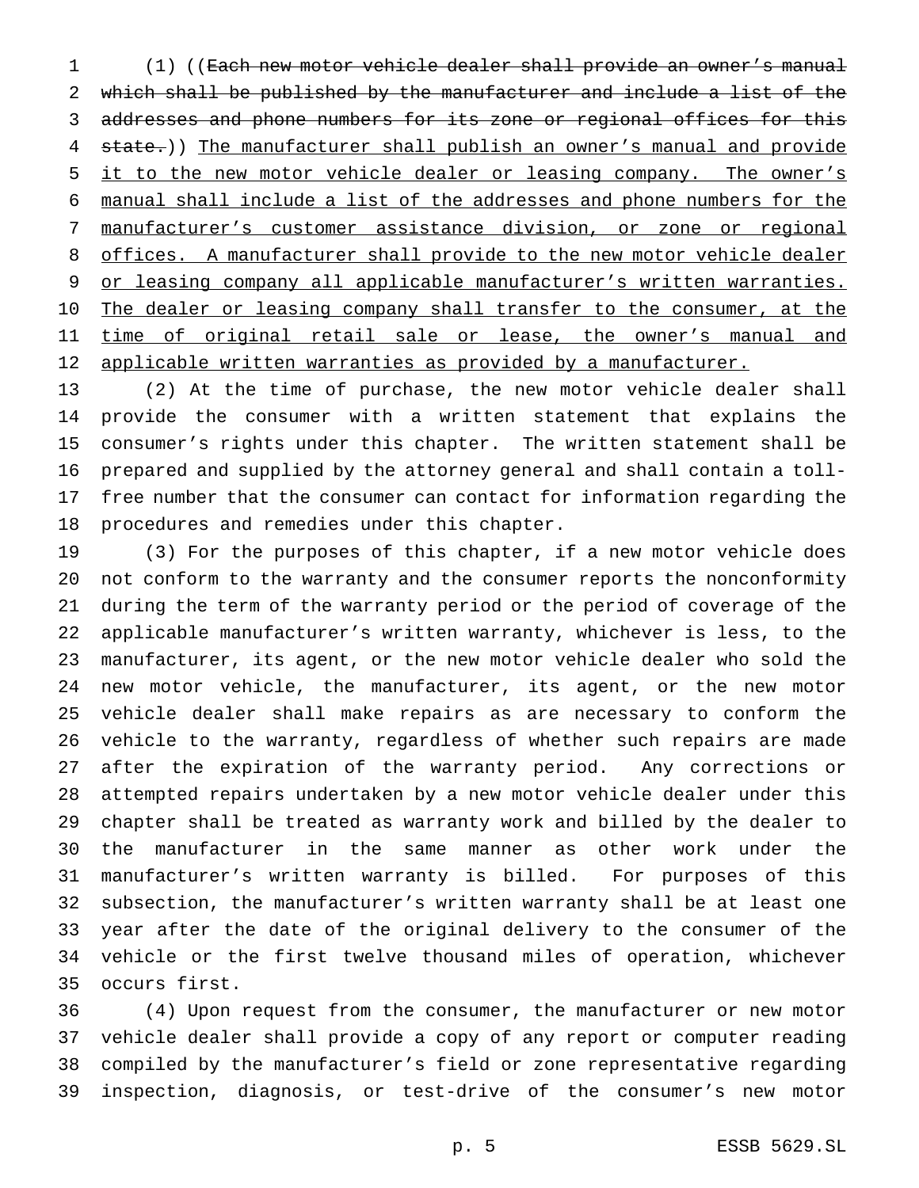(1) ((~~Each new motor vehicle dealer shall provide an owner's manual which shall be published by the manufacturer and include a list of the addresses and phone numbers for its zone or regional offices for this state.~~)) <u>The manufacturer shall publish an owner's manual and provide it to the new motor vehicle dealer or leasing company. The owner's manual shall include a list of the addresses and phone numbers for the manufacturer's customer assistance division, or zone or regional offices. A manufacturer shall provide to the new motor vehicle dealer or leasing company all applicable manufacturer's written warranties. The dealer or leasing company shall transfer to the consumer, at the time of original retail sale or lease, the owner's manual and applicable written warranties as provided by a manufacturer.</u>

(2) At the time of purchase, the new motor vehicle dealer shall provide the consumer with a written statement that explains the consumer's rights under this chapter. The written statement shall be prepared and supplied by the attorney general and shall contain a toll-free number that the consumer can contact for information regarding the procedures and remedies under this chapter.

(3) For the purposes of this chapter, if a new motor vehicle does not conform to the warranty and the consumer reports the nonconformity during the term of the warranty period or the period of coverage of the applicable manufacturer's written warranty, whichever is less, to the manufacturer, its agent, or the new motor vehicle dealer who sold the new motor vehicle, the manufacturer, its agent, or the new motor vehicle dealer shall make repairs as are necessary to conform the vehicle to the warranty, regardless of whether such repairs are made after the expiration of the warranty period. Any corrections or attempted repairs undertaken by a new motor vehicle dealer under this chapter shall be treated as warranty work and billed by the dealer to the manufacturer in the same manner as other work under the manufacturer's written warranty is billed. For purposes of this subsection, the manufacturer's written warranty shall be at least one year after the date of the original delivery to the consumer of the vehicle or the first twelve thousand miles of operation, whichever occurs first.

(4) Upon request from the consumer, the manufacturer or new motor vehicle dealer shall provide a copy of any report or computer reading compiled by the manufacturer's field or zone representative regarding inspection, diagnosis, or test-drive of the consumer's new motor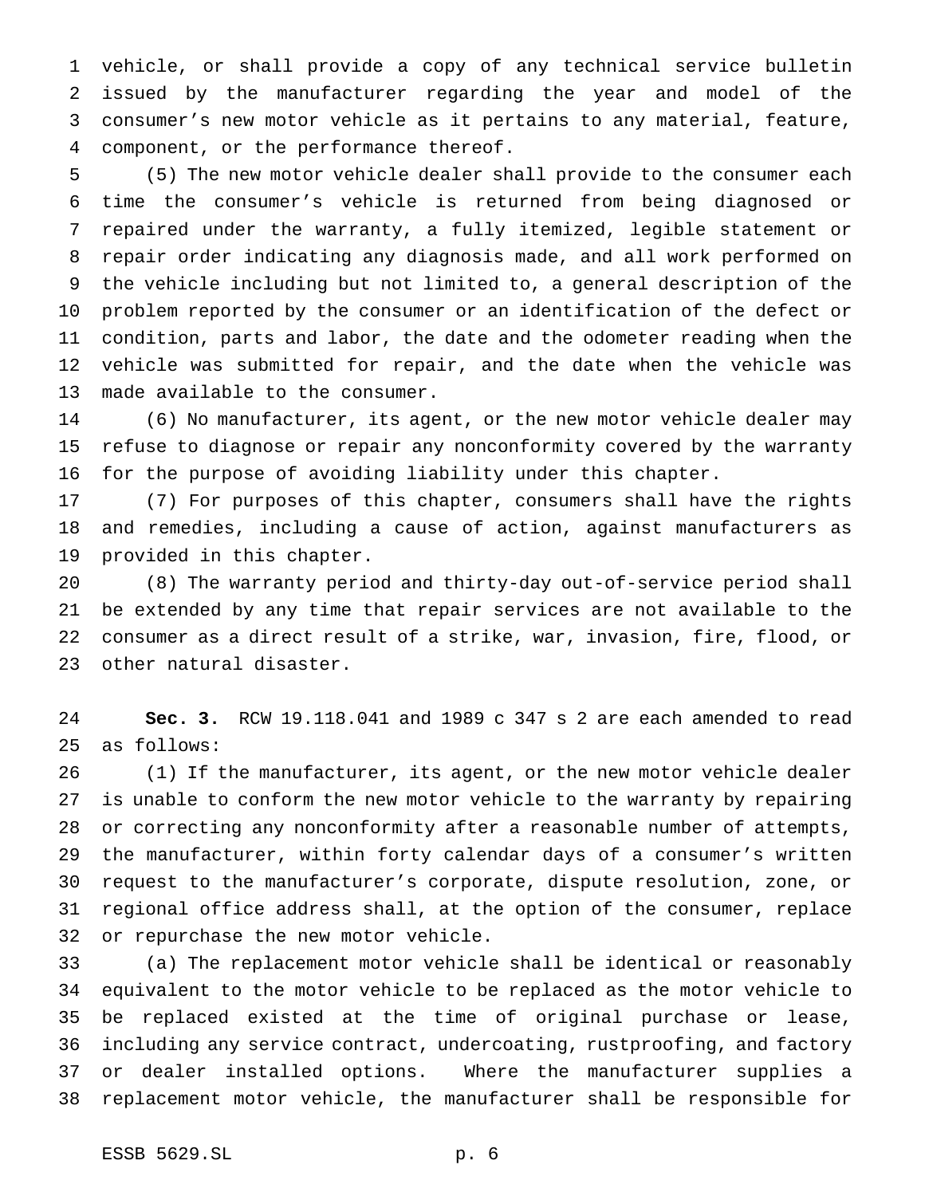vehicle, or shall provide a copy of any technical service bulletin issued by the manufacturer regarding the year and model of the consumer's new motor vehicle as it pertains to any material, feature, component, or the performance thereof.

(5) The new motor vehicle dealer shall provide to the consumer each time the consumer's vehicle is returned from being diagnosed or repaired under the warranty, a fully itemized, legible statement or repair order indicating any diagnosis made, and all work performed on the vehicle including but not limited to, a general description of the problem reported by the consumer or an identification of the defect or condition, parts and labor, the date and the odometer reading when the vehicle was submitted for repair, and the date when the vehicle was made available to the consumer.

(6) No manufacturer, its agent, or the new motor vehicle dealer may refuse to diagnose or repair any nonconformity covered by the warranty for the purpose of avoiding liability under this chapter.

(7) For purposes of this chapter, consumers shall have the rights and remedies, including a cause of action, against manufacturers as provided in this chapter.

(8) The warranty period and thirty-day out-of-service period shall be extended by any time that repair services are not available to the consumer as a direct result of a strike, war, invasion, fire, flood, or other natural disaster.

**Sec. 3.** RCW 19.118.041 and 1989 c 347 s 2 are each amended to read as follows:

(1) If the manufacturer, its agent, or the new motor vehicle dealer is unable to conform the new motor vehicle to the warranty by repairing or correcting any nonconformity after a reasonable number of attempts, the manufacturer, within forty calendar days of a consumer's written request to the manufacturer's corporate, dispute resolution, zone, or regional office address shall, at the option of the consumer, replace or repurchase the new motor vehicle.

(a) The replacement motor vehicle shall be identical or reasonably equivalent to the motor vehicle to be replaced as the motor vehicle to be replaced existed at the time of original purchase or lease, including any service contract, undercoating, rustproofing, and factory or dealer installed options. Where the manufacturer supplies a replacement motor vehicle, the manufacturer shall be responsible for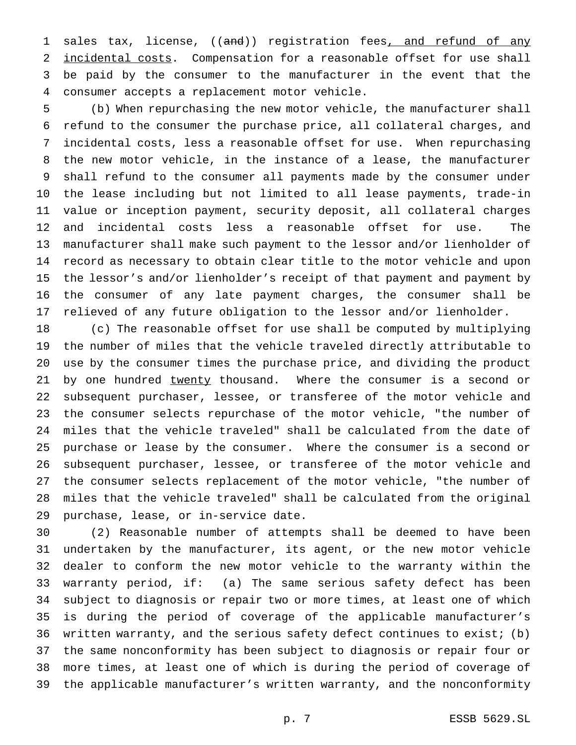sales tax, license, ((~~and~~)) registration fees, and refund of any incidental costs. Compensation for a reasonable offset for use shall be paid by the consumer to the manufacturer in the event that the consumer accepts a replacement motor vehicle.

(b) When repurchasing the new motor vehicle, the manufacturer shall refund to the consumer the purchase price, all collateral charges, and incidental costs, less a reasonable offset for use. When repurchasing the new motor vehicle, in the instance of a lease, the manufacturer shall refund to the consumer all payments made by the consumer under the lease including but not limited to all lease payments, trade-in value or inception payment, security deposit, all collateral charges and incidental costs less a reasonable offset for use. The manufacturer shall make such payment to the lessor and/or lienholder of record as necessary to obtain clear title to the motor vehicle and upon the lessor's and/or lienholder's receipt of that payment and payment by the consumer of any late payment charges, the consumer shall be relieved of any future obligation to the lessor and/or lienholder.

(c) The reasonable offset for use shall be computed by multiplying the number of miles that the vehicle traveled directly attributable to use by the consumer times the purchase price, and dividing the product by one hundred twenty thousand. Where the consumer is a second or subsequent purchaser, lessee, or transferee of the motor vehicle and the consumer selects repurchase of the motor vehicle, "the number of miles that the vehicle traveled" shall be calculated from the date of purchase or lease by the consumer. Where the consumer is a second or subsequent purchaser, lessee, or transferee of the motor vehicle and the consumer selects replacement of the motor vehicle, "the number of miles that the vehicle traveled" shall be calculated from the original purchase, lease, or in-service date.

(2) Reasonable number of attempts shall be deemed to have been undertaken by the manufacturer, its agent, or the new motor vehicle dealer to conform the new motor vehicle to the warranty within the warranty period, if: (a) The same serious safety defect has been subject to diagnosis or repair two or more times, at least one of which is during the period of coverage of the applicable manufacturer's written warranty, and the serious safety defect continues to exist; (b) the same nonconformity has been subject to diagnosis or repair four or more times, at least one of which is during the period of coverage of the applicable manufacturer's written warranty, and the nonconformity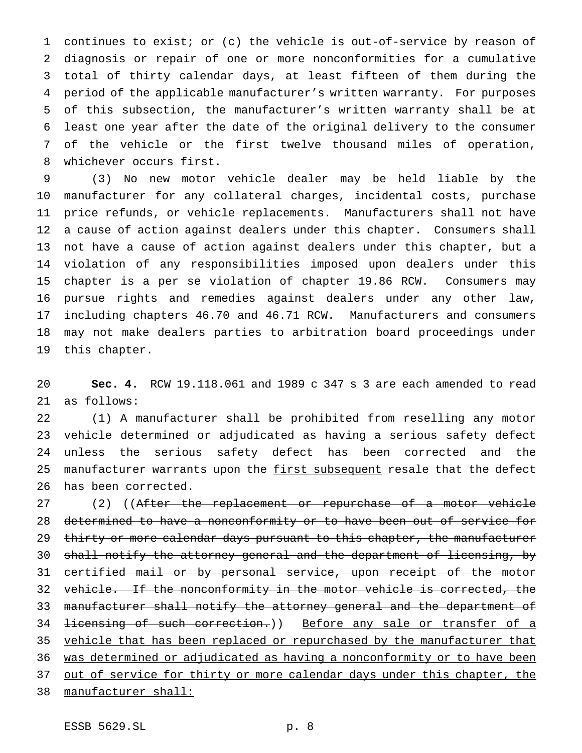continues to exist; or (c) the vehicle is out-of-service by reason of diagnosis or repair of one or more nonconformities for a cumulative total of thirty calendar days, at least fifteen of them during the period of the applicable manufacturer's written warranty. For purposes of this subsection, the manufacturer's written warranty shall be at least one year after the date of the original delivery to the consumer of the vehicle or the first twelve thousand miles of operation, whichever occurs first.

(3) No new motor vehicle dealer may be held liable by the manufacturer for any collateral charges, incidental costs, purchase price refunds, or vehicle replacements. Manufacturers shall not have a cause of action against dealers under this chapter. Consumers shall not have a cause of action against dealers under this chapter, but a violation of any responsibilities imposed upon dealers under this chapter is a per se violation of chapter 19.86 RCW. Consumers may pursue rights and remedies against dealers under any other law, including chapters 46.70 and 46.71 RCW. Manufacturers and consumers may not make dealers parties to arbitration board proceedings under this chapter.

**Sec. 4.** RCW 19.118.061 and 1989 c 347 s 3 are each amended to read as follows:

(1) A manufacturer shall be prohibited from reselling any motor vehicle determined or adjudicated as having a serious safety defect unless the serious safety defect has been corrected and the manufacturer warrants upon the <u>first subsequent</u> resale that the defect has been corrected.

(2) ((~~After the replacement or repurchase of a motor vehicle determined to have a nonconformity or to have been out of service for thirty or more calendar days pursuant to this chapter, the manufacturer shall notify the attorney general and the department of licensing, by certified mail or by personal service, upon receipt of the motor vehicle. If the nonconformity in the motor vehicle is corrected, the manufacturer shall notify the attorney general and the department of licensing of such correction.~~)) <u>Before any sale or transfer of a vehicle that has been replaced or repurchased by the manufacturer that was determined or adjudicated as having a nonconformity or to have been out of service for thirty or more calendar days under this chapter, the manufacturer shall:</u>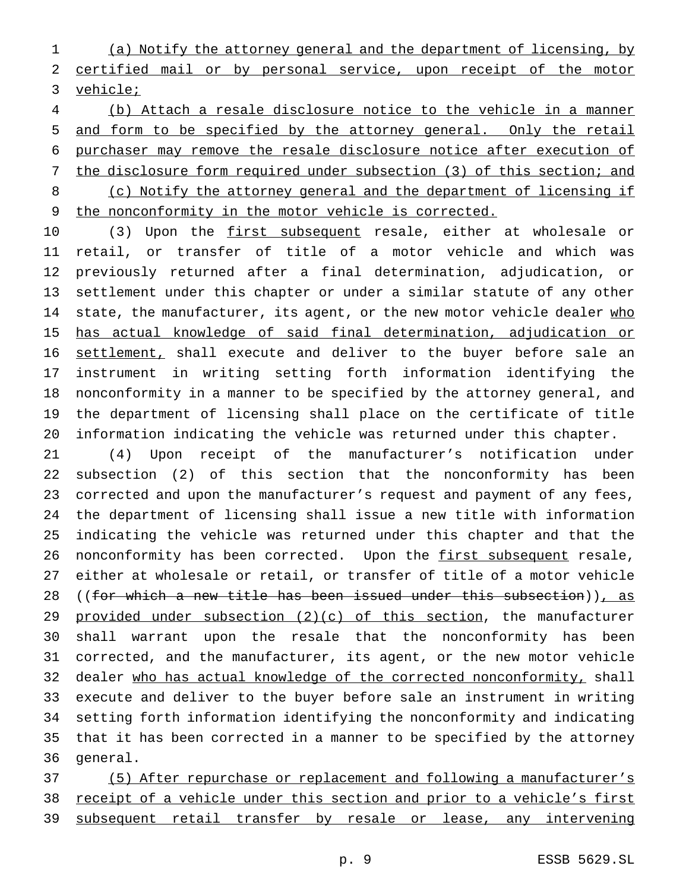(a) Notify the attorney general and the department of licensing, by certified mail or by personal service, upon receipt of the motor vehicle;

(b) Attach a resale disclosure notice to the vehicle in a manner and form to be specified by the attorney general. Only the retail purchaser may remove the resale disclosure notice after execution of the disclosure form required under subsection (3) of this section; and

(c) Notify the attorney general and the department of licensing if the nonconformity in the motor vehicle is corrected.

(3) Upon the first subsequent resale, either at wholesale or retail, or transfer of title of a motor vehicle and which was previously returned after a final determination, adjudication, or settlement under this chapter or under a similar statute of any other state, the manufacturer, its agent, or the new motor vehicle dealer who has actual knowledge of said final determination, adjudication or settlement, shall execute and deliver to the buyer before sale an instrument in writing setting forth information identifying the nonconformity in a manner to be specified by the attorney general, and the department of licensing shall place on the certificate of title information indicating the vehicle was returned under this chapter.

(4) Upon receipt of the manufacturer's notification under subsection (2) of this section that the nonconformity has been corrected and upon the manufacturer's request and payment of any fees, the department of licensing shall issue a new title with information indicating the vehicle was returned under this chapter and that the nonconformity has been corrected. Upon the first subsequent resale, either at wholesale or retail, or transfer of title of a motor vehicle ((~~for which a new title has been issued under this subsection~~)), as provided under subsection (2)(c) of this section, the manufacturer shall warrant upon the resale that the nonconformity has been corrected, and the manufacturer, its agent, or the new motor vehicle dealer who has actual knowledge of the corrected nonconformity, shall execute and deliver to the buyer before sale an instrument in writing setting forth information identifying the nonconformity and indicating that it has been corrected in a manner to be specified by the attorney general.

(5) After repurchase or replacement and following a manufacturer's receipt of a vehicle under this section and prior to a vehicle's first subsequent retail transfer by resale or lease, any intervening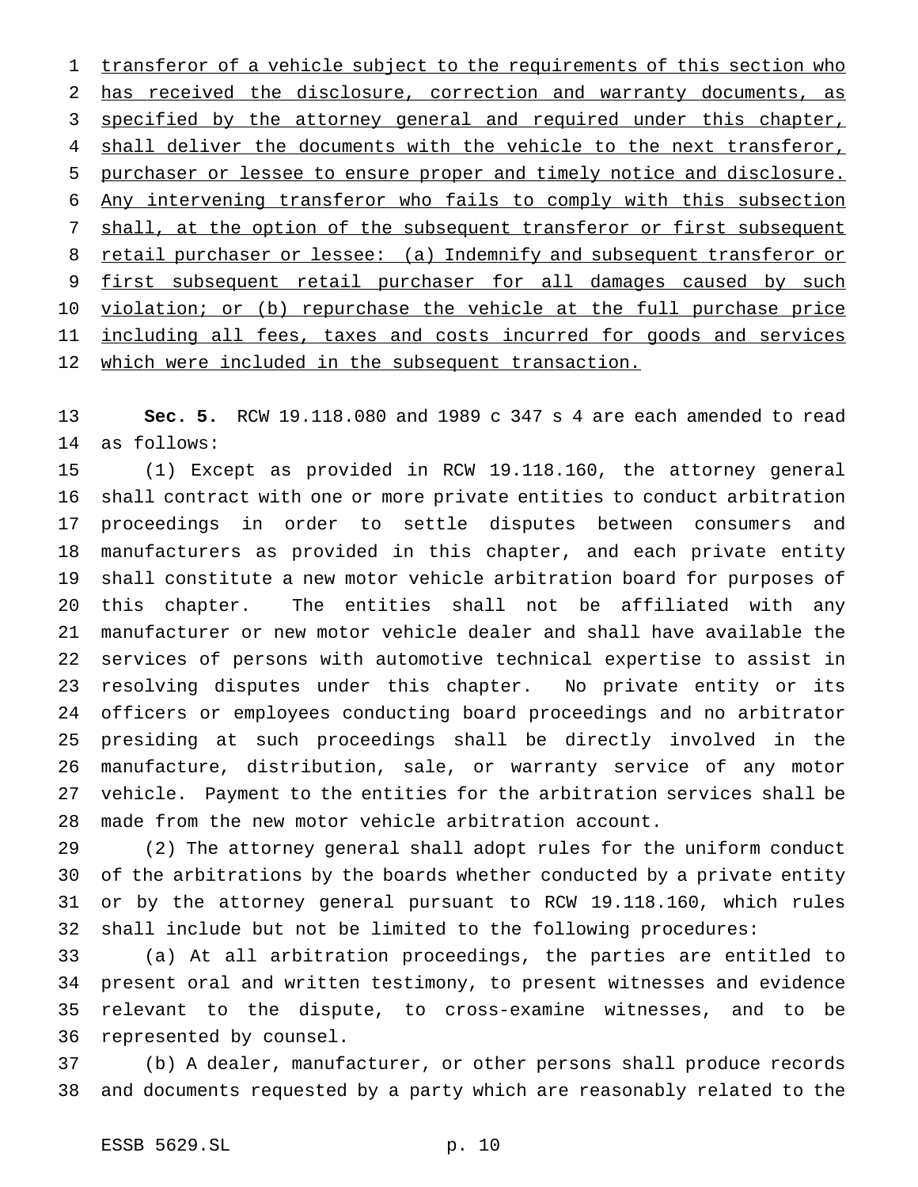transferor of a vehicle subject to the requirements of this section who has received the disclosure, correction and warranty documents, as specified by the attorney general and required under this chapter, shall deliver the documents with the vehicle to the next transferor, purchaser or lessee to ensure proper and timely notice and disclosure. Any intervening transferor who fails to comply with this subsection shall, at the option of the subsequent transferor or first subsequent retail purchaser or lessee: (a) Indemnify and subsequent transferor or first subsequent retail purchaser for all damages caused by such violation; or (b) repurchase the vehicle at the full purchase price including all fees, taxes and costs incurred for goods and services which were included in the subsequent transaction.

**Sec. 5.** RCW 19.118.080 and 1989 c 347 s 4 are each amended to read as follows:

(1) Except as provided in RCW 19.118.160, the attorney general shall contract with one or more private entities to conduct arbitration proceedings in order to settle disputes between consumers and manufacturers as provided in this chapter, and each private entity shall constitute a new motor vehicle arbitration board for purposes of this chapter. The entities shall not be affiliated with any manufacturer or new motor vehicle dealer and shall have available the services of persons with automotive technical expertise to assist in resolving disputes under this chapter. No private entity or its officers or employees conducting board proceedings and no arbitrator presiding at such proceedings shall be directly involved in the manufacture, distribution, sale, or warranty service of any motor vehicle. Payment to the entities for the arbitration services shall be made from the new motor vehicle arbitration account.

(2) The attorney general shall adopt rules for the uniform conduct of the arbitrations by the boards whether conducted by a private entity or by the attorney general pursuant to RCW 19.118.160, which rules shall include but not be limited to the following procedures:

(a) At all arbitration proceedings, the parties are entitled to present oral and written testimony, to present witnesses and evidence relevant to the dispute, to cross-examine witnesses, and to be represented by counsel.

(b) A dealer, manufacturer, or other persons shall produce records and documents requested by a party which are reasonably related to the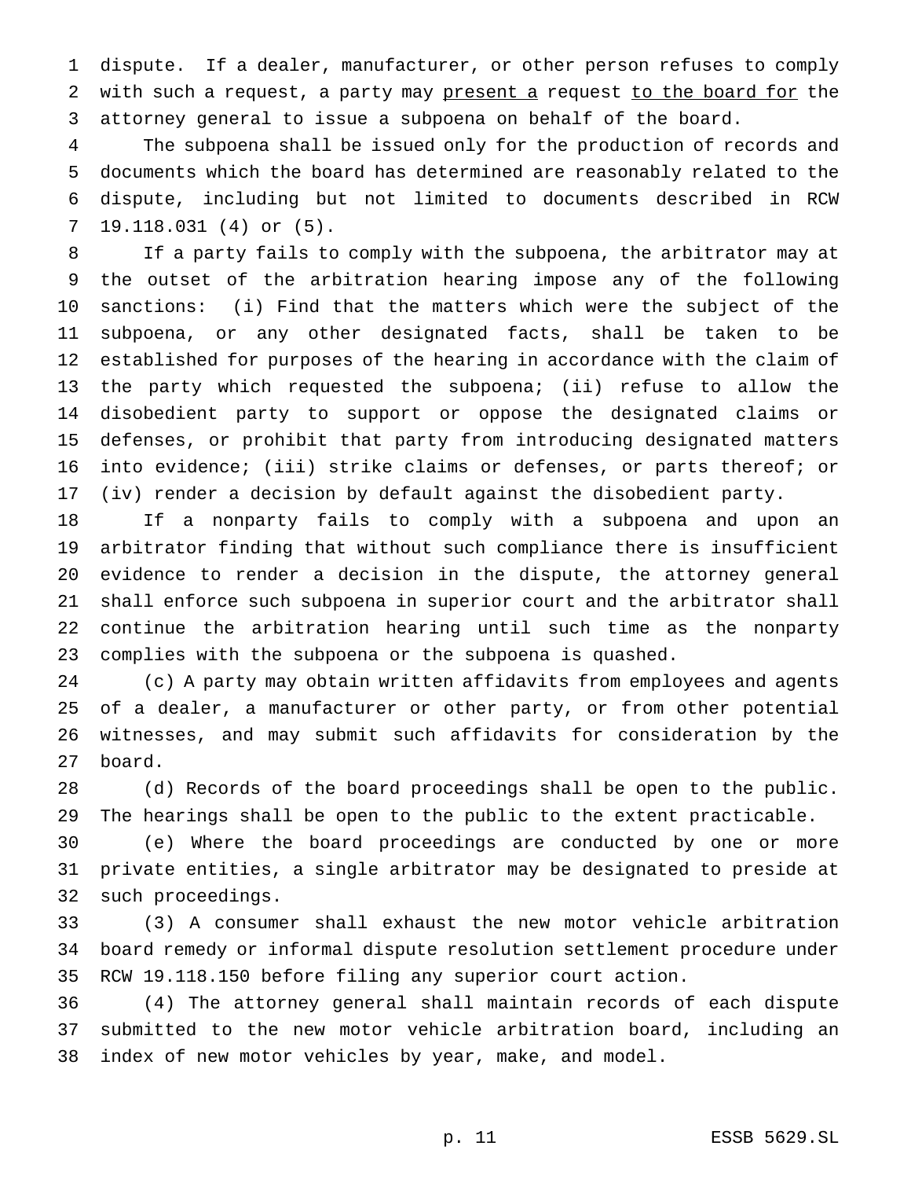dispute. If a dealer, manufacturer, or other person refuses to comply with such a request, a party may present a request to the board for the attorney general to issue a subpoena on behalf of the board.

The subpoena shall be issued only for the production of records and documents which the board has determined are reasonably related to the dispute, including but not limited to documents described in RCW 19.118.031 (4) or (5).

If a party fails to comply with the subpoena, the arbitrator may at the outset of the arbitration hearing impose any of the following sanctions: (i) Find that the matters which were the subject of the subpoena, or any other designated facts, shall be taken to be established for purposes of the hearing in accordance with the claim of the party which requested the subpoena; (ii) refuse to allow the disobedient party to support or oppose the designated claims or defenses, or prohibit that party from introducing designated matters into evidence; (iii) strike claims or defenses, or parts thereof; or (iv) render a decision by default against the disobedient party.

If a nonparty fails to comply with a subpoena and upon an arbitrator finding that without such compliance there is insufficient evidence to render a decision in the dispute, the attorney general shall enforce such subpoena in superior court and the arbitrator shall continue the arbitration hearing until such time as the nonparty complies with the subpoena or the subpoena is quashed.

(c) A party may obtain written affidavits from employees and agents of a dealer, a manufacturer or other party, or from other potential witnesses, and may submit such affidavits for consideration by the board.

(d) Records of the board proceedings shall be open to the public. The hearings shall be open to the public to the extent practicable.

(e) Where the board proceedings are conducted by one or more private entities, a single arbitrator may be designated to preside at such proceedings.

(3) A consumer shall exhaust the new motor vehicle arbitration board remedy or informal dispute resolution settlement procedure under RCW 19.118.150 before filing any superior court action.

(4) The attorney general shall maintain records of each dispute submitted to the new motor vehicle arbitration board, including an index of new motor vehicles by year, make, and model.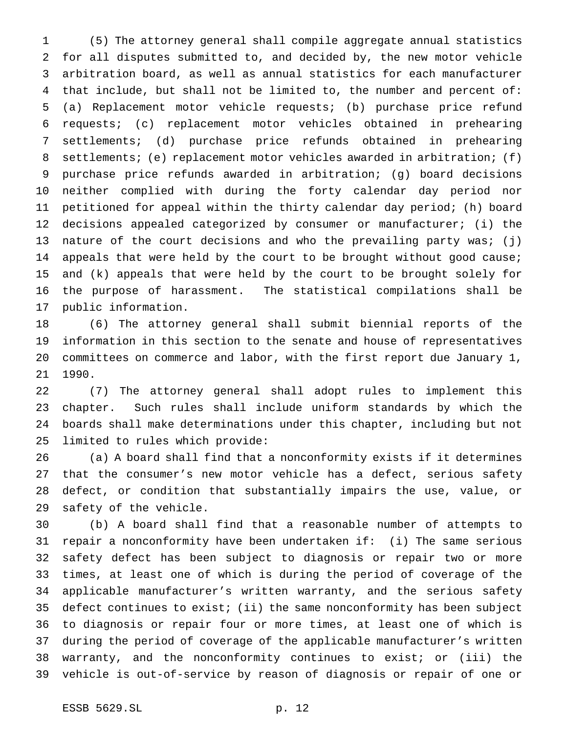(5) The attorney general shall compile aggregate annual statistics for all disputes submitted to, and decided by, the new motor vehicle arbitration board, as well as annual statistics for each manufacturer that include, but shall not be limited to, the number and percent of: (a) Replacement motor vehicle requests; (b) purchase price refund requests; (c) replacement motor vehicles obtained in prehearing settlements; (d) purchase price refunds obtained in prehearing settlements; (e) replacement motor vehicles awarded in arbitration; (f) purchase price refunds awarded in arbitration; (g) board decisions neither complied with during the forty calendar day period nor petitioned for appeal within the thirty calendar day period; (h) board decisions appealed categorized by consumer or manufacturer; (i) the nature of the court decisions and who the prevailing party was; (j) appeals that were held by the court to be brought without good cause; and (k) appeals that were held by the court to be brought solely for the purpose of harassment. The statistical compilations shall be public information.

(6) The attorney general shall submit biennial reports of the information in this section to the senate and house of representatives committees on commerce and labor, with the first report due January 1, 1990.

(7) The attorney general shall adopt rules to implement this chapter. Such rules shall include uniform standards by which the boards shall make determinations under this chapter, including but not limited to rules which provide:

(a) A board shall find that a nonconformity exists if it determines that the consumer's new motor vehicle has a defect, serious safety defect, or condition that substantially impairs the use, value, or safety of the vehicle.

(b) A board shall find that a reasonable number of attempts to repair a nonconformity have been undertaken if: (i) The same serious safety defect has been subject to diagnosis or repair two or more times, at least one of which is during the period of coverage of the applicable manufacturer's written warranty, and the serious safety defect continues to exist; (ii) the same nonconformity has been subject to diagnosis or repair four or more times, at least one of which is during the period of coverage of the applicable manufacturer's written warranty, and the nonconformity continues to exist; or (iii) the vehicle is out-of-service by reason of diagnosis or repair of one or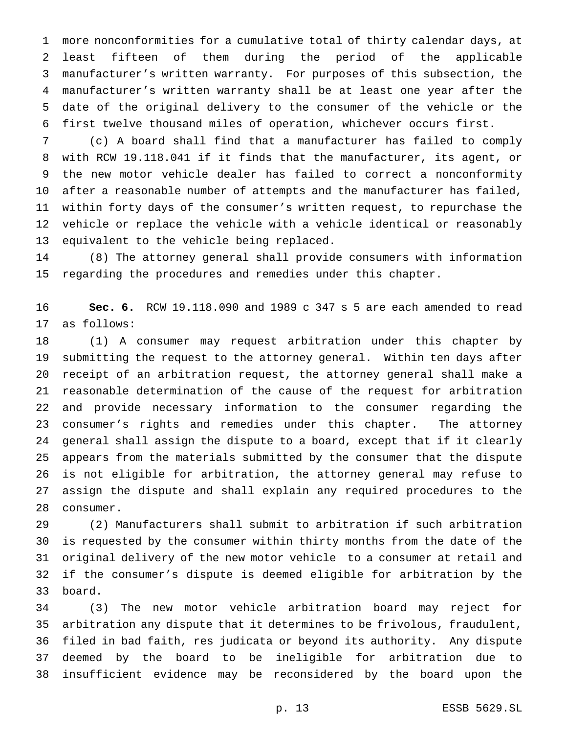more nonconformities for a cumulative total of thirty calendar days, at least fifteen of them during the period of the applicable manufacturer's written warranty. For purposes of this subsection, the manufacturer's written warranty shall be at least one year after the date of the original delivery to the consumer of the vehicle or the first twelve thousand miles of operation, whichever occurs first.

(c) A board shall find that a manufacturer has failed to comply with RCW 19.118.041 if it finds that the manufacturer, its agent, or the new motor vehicle dealer has failed to correct a nonconformity after a reasonable number of attempts and the manufacturer has failed, within forty days of the consumer's written request, to repurchase the vehicle or replace the vehicle with a vehicle identical or reasonably equivalent to the vehicle being replaced.

(8) The attorney general shall provide consumers with information regarding the procedures and remedies under this chapter.

**Sec. 6.** RCW 19.118.090 and 1989 c 347 s 5 are each amended to read as follows:

(1) A consumer may request arbitration under this chapter by submitting the request to the attorney general. Within ten days after receipt of an arbitration request, the attorney general shall make a reasonable determination of the cause of the request for arbitration and provide necessary information to the consumer regarding the consumer's rights and remedies under this chapter. The attorney general shall assign the dispute to a board, except that if it clearly appears from the materials submitted by the consumer that the dispute is not eligible for arbitration, the attorney general may refuse to assign the dispute and shall explain any required procedures to the consumer.

(2) Manufacturers shall submit to arbitration if such arbitration is requested by the consumer within thirty months from the date of the original delivery of the new motor vehicle to a consumer at retail and if the consumer's dispute is deemed eligible for arbitration by the board.

(3) The new motor vehicle arbitration board may reject for arbitration any dispute that it determines to be frivolous, fraudulent, filed in bad faith, res judicata or beyond its authority. Any dispute deemed by the board to be ineligible for arbitration due to insufficient evidence may be reconsidered by the board upon the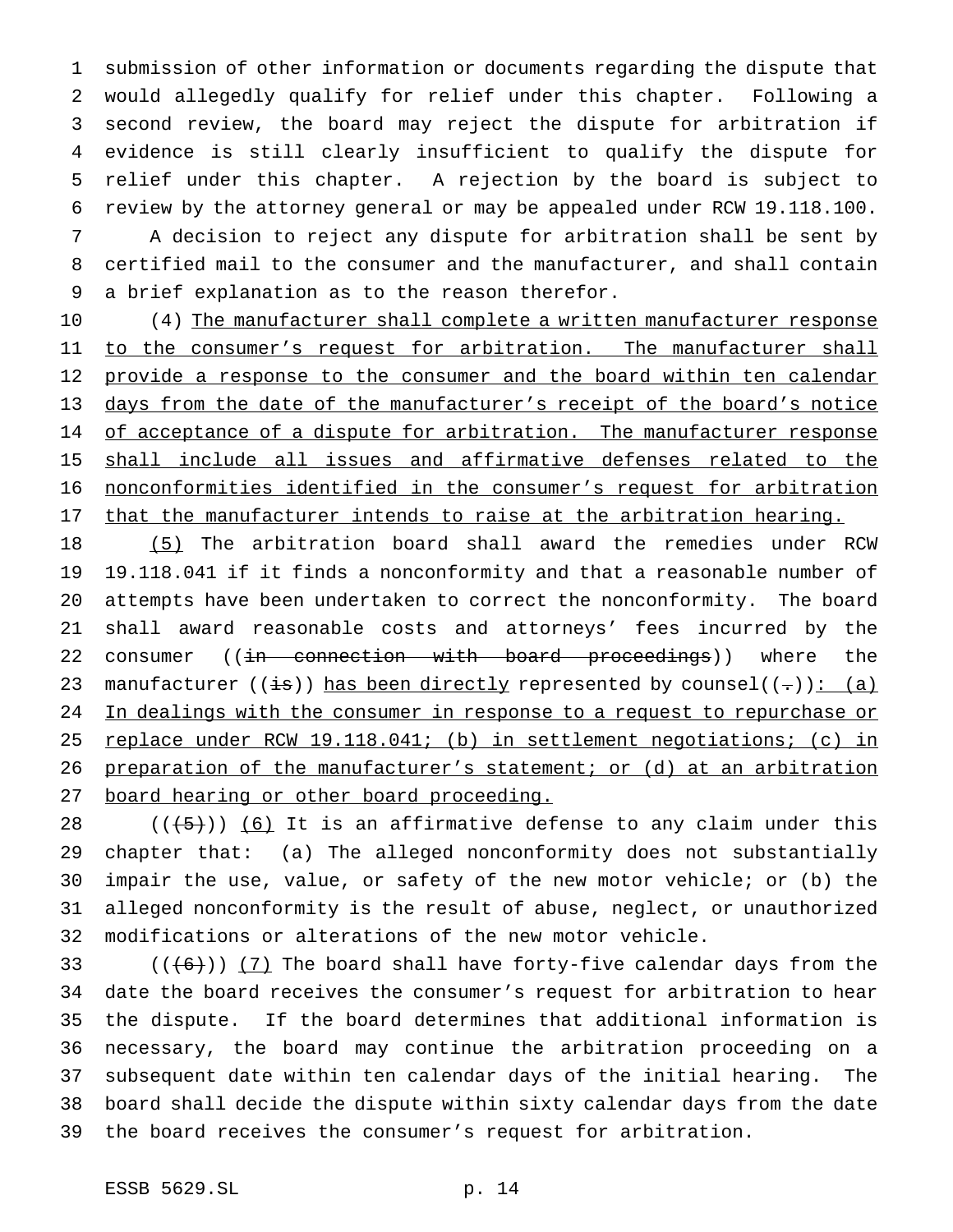submission of other information or documents regarding the dispute that would allegedly qualify for relief under this chapter. Following a second review, the board may reject the dispute for arbitration if evidence is still clearly insufficient to qualify the dispute for relief under this chapter. A rejection by the board is subject to review by the attorney general or may be appealed under RCW 19.118.100.

A decision to reject any dispute for arbitration shall be sent by certified mail to the consumer and the manufacturer, and shall contain a brief explanation as to the reason therefor.

(4) The manufacturer shall complete a written manufacturer response to the consumer's request for arbitration. The manufacturer shall provide a response to the consumer and the board within ten calendar days from the date of the manufacturer's receipt of the board's notice of acceptance of a dispute for arbitration. The manufacturer response shall include all issues and affirmative defenses related to the nonconformities identified in the consumer's request for arbitration that the manufacturer intends to raise at the arbitration hearing.

(5) The arbitration board shall award the remedies under RCW 19.118.041 if it finds a nonconformity and that a reasonable number of attempts have been undertaken to correct the nonconformity. The board shall award reasonable costs and attorneys' fees incurred by the consumer ((~~in connection with board proceedings~~)) where the manufacturer ((~~is~~)) has been directly represented by counsel((~~.~~)): (a) In dealings with the consumer in response to a request to repurchase or replace under RCW 19.118.041; (b) in settlement negotiations; (c) in preparation of the manufacturer's statement; or (d) at an arbitration board hearing or other board proceeding.

((~~(5)~~)) (6) It is an affirmative defense to any claim under this chapter that: (a) The alleged nonconformity does not substantially impair the use, value, or safety of the new motor vehicle; or (b) the alleged nonconformity is the result of abuse, neglect, or unauthorized modifications or alterations of the new motor vehicle.

((~~(6)~~)) (7) The board shall have forty-five calendar days from the date the board receives the consumer's request for arbitration to hear the dispute. If the board determines that additional information is necessary, the board may continue the arbitration proceeding on a subsequent date within ten calendar days of the initial hearing. The board shall decide the dispute within sixty calendar days from the date the board receives the consumer's request for arbitration.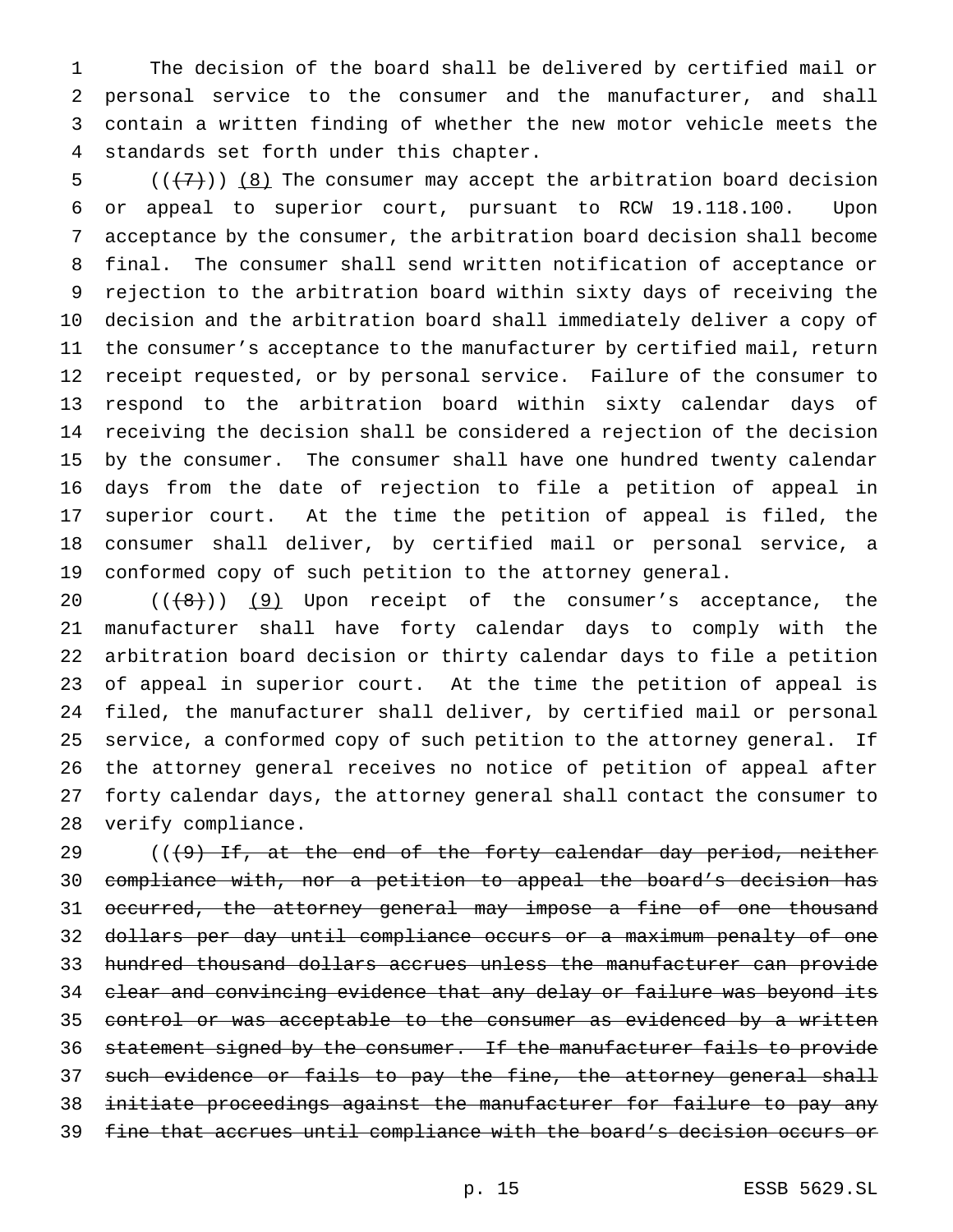The decision of the board shall be delivered by certified mail or personal service to the consumer and the manufacturer, and shall contain a written finding of whether the new motor vehicle meets the standards set forth under this chapter.

~~((~~~~(7)~~~~))~~ (8) The consumer may accept the arbitration board decision or appeal to superior court, pursuant to RCW 19.118.100. Upon acceptance by the consumer, the arbitration board decision shall become final. The consumer shall send written notification of acceptance or rejection to the arbitration board within sixty days of receiving the decision and the arbitration board shall immediately deliver a copy of the consumer's acceptance to the manufacturer by certified mail, return receipt requested, or by personal service. Failure of the consumer to respond to the arbitration board within sixty calendar days of receiving the decision shall be considered a rejection of the decision by the consumer. The consumer shall have one hundred twenty calendar days from the date of rejection to file a petition of appeal in superior court. At the time the petition of appeal is filed, the consumer shall deliver, by certified mail or personal service, a conformed copy of such petition to the attorney general.

~~((~~~~(8)~~~~))~~ (9) Upon receipt of the consumer's acceptance, the manufacturer shall have forty calendar days to comply with the arbitration board decision or thirty calendar days to file a petition of appeal in superior court. At the time the petition of appeal is filed, the manufacturer shall deliver, by certified mail or personal service, a conformed copy of such petition to the attorney general. If the attorney general receives no notice of petition of appeal after forty calendar days, the attorney general shall contact the consumer to verify compliance.

((~~(9) If, at the end of the forty calendar day period, neither compliance with, nor a petition to appeal the board's decision has occurred, the attorney general may impose a fine of one thousand dollars per day until compliance occurs or a maximum penalty of one hundred thousand dollars accrues unless the manufacturer can provide clear and convincing evidence that any delay or failure was beyond its control or was acceptable to the consumer as evidenced by a written statement signed by the consumer. If the manufacturer fails to provide such evidence or fails to pay the fine, the attorney general shall initiate proceedings against the manufacturer for failure to pay any fine that accrues until compliance with the board's decision occurs or~~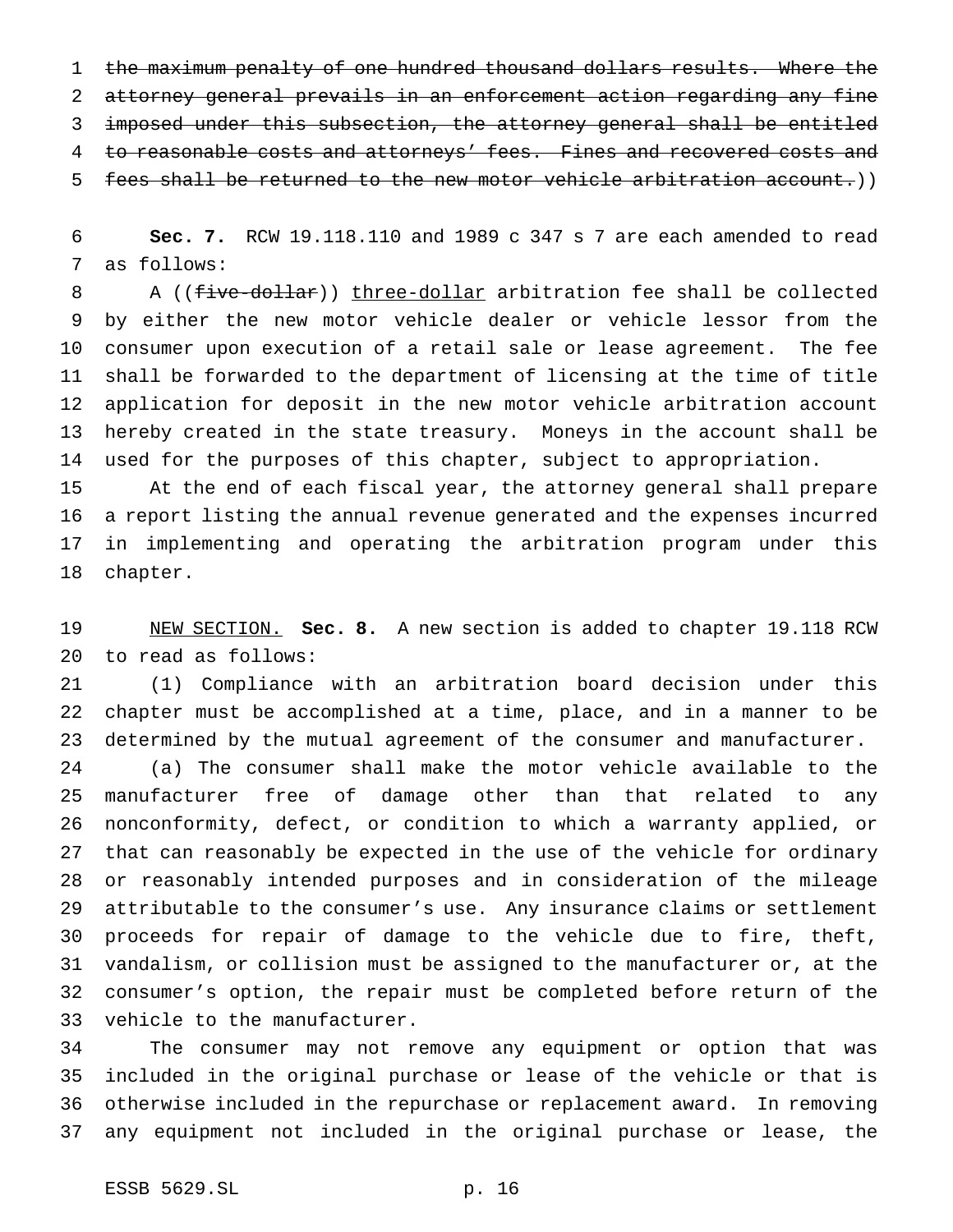~~the maximum penalty of one hundred thousand dollars results. Where the attorney general prevails in an enforcement action regarding any fine imposed under this subsection, the attorney general shall be entitled to reasonable costs and attorneys' fees. Fines and recovered costs and fees shall be returned to the new motor vehicle arbitration account.~~))

**Sec. 7.** RCW 19.118.110 and 1989 c 347 s 7 are each amended to read as follows:

A ((~~five-dollar~~)) <u>three-dollar</u> arbitration fee shall be collected by either the new motor vehicle dealer or vehicle lessor from the consumer upon execution of a retail sale or lease agreement. The fee shall be forwarded to the department of licensing at the time of title application for deposit in the new motor vehicle arbitration account hereby created in the state treasury. Moneys in the account shall be used for the purposes of this chapter, subject to appropriation.

At the end of each fiscal year, the attorney general shall prepare a report listing the annual revenue generated and the expenses incurred in implementing and operating the arbitration program under this chapter.

<u>NEW SECTION.</u> **Sec. 8.** A new section is added to chapter 19.118 RCW to read as follows:

(1) Compliance with an arbitration board decision under this chapter must be accomplished at a time, place, and in a manner to be determined by the mutual agreement of the consumer and manufacturer.

(a) The consumer shall make the motor vehicle available to the manufacturer free of damage other than that related to any nonconformity, defect, or condition to which a warranty applied, or that can reasonably be expected in the use of the vehicle for ordinary or reasonably intended purposes and in consideration of the mileage attributable to the consumer's use. Any insurance claims or settlement proceeds for repair of damage to the vehicle due to fire, theft, vandalism, or collision must be assigned to the manufacturer or, at the consumer's option, the repair must be completed before return of the vehicle to the manufacturer.

The consumer may not remove any equipment or option that was included in the original purchase or lease of the vehicle or that is otherwise included in the repurchase or replacement award. In removing any equipment not included in the original purchase or lease, the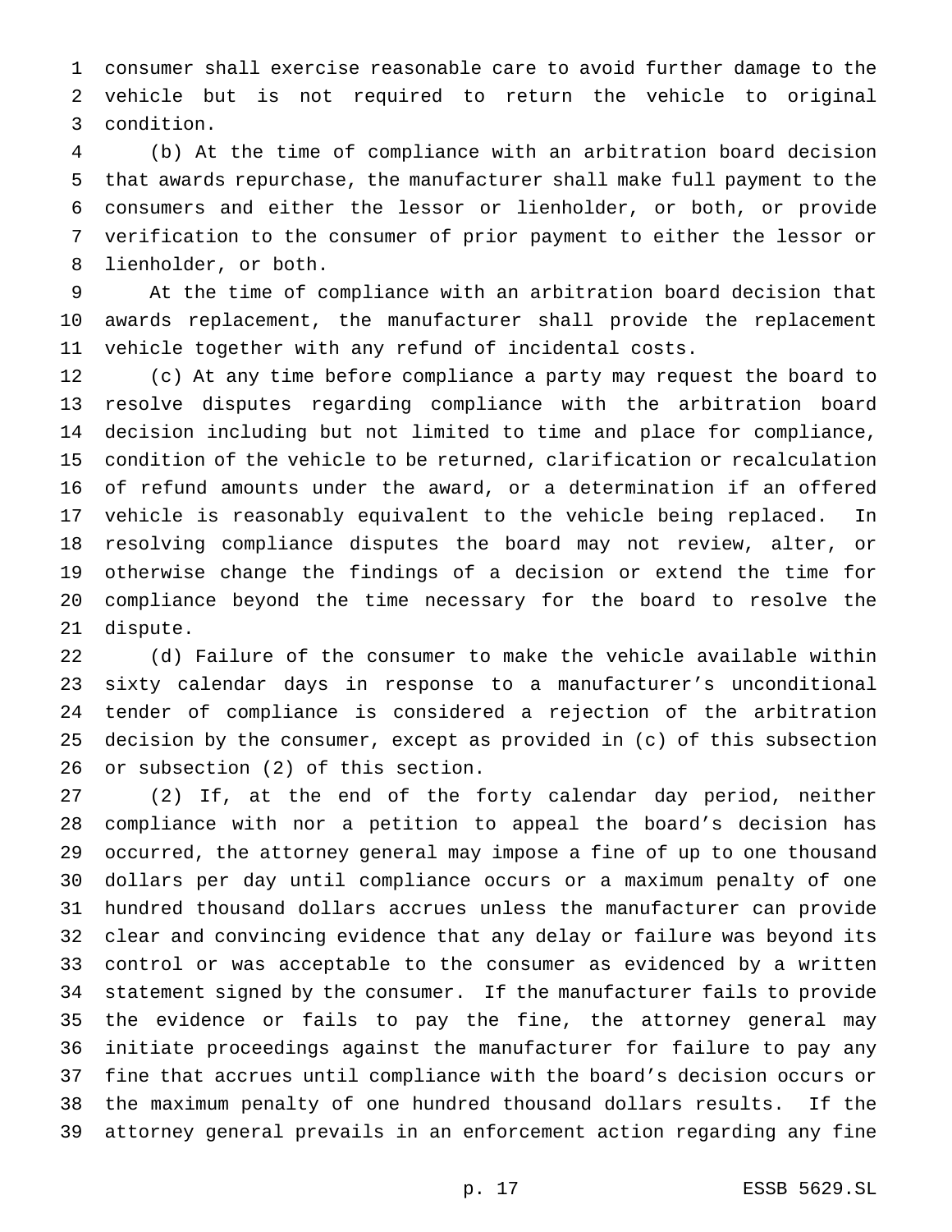consumer shall exercise reasonable care to avoid further damage to the vehicle but is not required to return the vehicle to original condition.

(b) At the time of compliance with an arbitration board decision that awards repurchase, the manufacturer shall make full payment to the consumers and either the lessor or lienholder, or both, or provide verification to the consumer of prior payment to either the lessor or lienholder, or both.

At the time of compliance with an arbitration board decision that awards replacement, the manufacturer shall provide the replacement vehicle together with any refund of incidental costs.

(c) At any time before compliance a party may request the board to resolve disputes regarding compliance with the arbitration board decision including but not limited to time and place for compliance, condition of the vehicle to be returned, clarification or recalculation of refund amounts under the award, or a determination if an offered vehicle is reasonably equivalent to the vehicle being replaced. In resolving compliance disputes the board may not review, alter, or otherwise change the findings of a decision or extend the time for compliance beyond the time necessary for the board to resolve the dispute.

(d) Failure of the consumer to make the vehicle available within sixty calendar days in response to a manufacturer's unconditional tender of compliance is considered a rejection of the arbitration decision by the consumer, except as provided in (c) of this subsection or subsection (2) of this section.

(2) If, at the end of the forty calendar day period, neither compliance with nor a petition to appeal the board's decision has occurred, the attorney general may impose a fine of up to one thousand dollars per day until compliance occurs or a maximum penalty of one hundred thousand dollars accrues unless the manufacturer can provide clear and convincing evidence that any delay or failure was beyond its control or was acceptable to the consumer as evidenced by a written statement signed by the consumer. If the manufacturer fails to provide the evidence or fails to pay the fine, the attorney general may initiate proceedings against the manufacturer for failure to pay any fine that accrues until compliance with the board's decision occurs or the maximum penalty of one hundred thousand dollars results. If the attorney general prevails in an enforcement action regarding any fine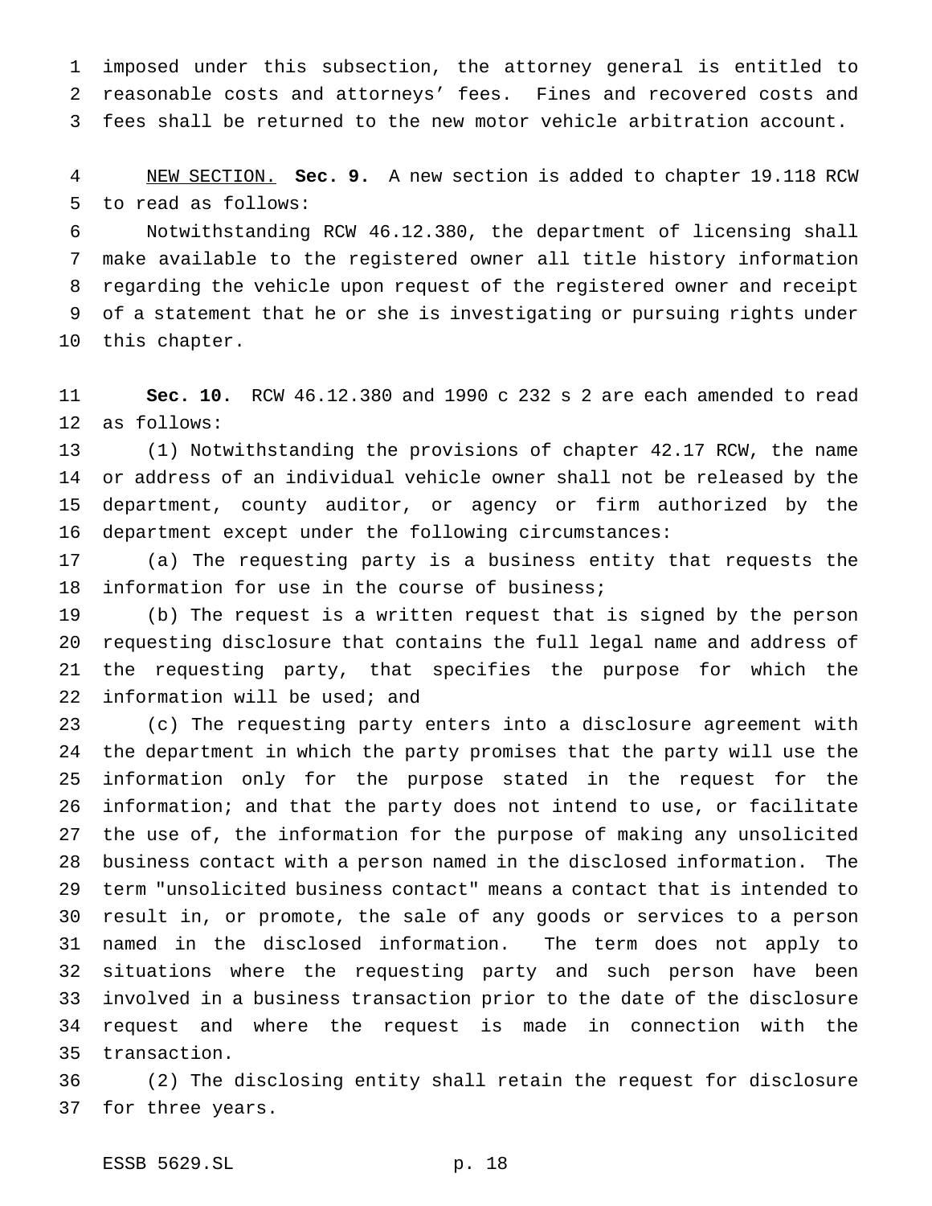imposed under this subsection, the attorney general is entitled to reasonable costs and attorneys' fees. Fines and recovered costs and fees shall be returned to the new motor vehicle arbitration account.

NEW SECTION. **Sec. 9.** A new section is added to chapter 19.118 RCW to read as follows:

Notwithstanding RCW 46.12.380, the department of licensing shall make available to the registered owner all title history information regarding the vehicle upon request of the registered owner and receipt of a statement that he or she is investigating or pursuing rights under this chapter.

**Sec. 10.** RCW 46.12.380 and 1990 c 232 s 2 are each amended to read as follows:

(1) Notwithstanding the provisions of chapter 42.17 RCW, the name or address of an individual vehicle owner shall not be released by the department, county auditor, or agency or firm authorized by the department except under the following circumstances:

(a) The requesting party is a business entity that requests the information for use in the course of business;

(b) The request is a written request that is signed by the person requesting disclosure that contains the full legal name and address of the requesting party, that specifies the purpose for which the information will be used; and

(c) The requesting party enters into a disclosure agreement with the department in which the party promises that the party will use the information only for the purpose stated in the request for the information; and that the party does not intend to use, or facilitate the use of, the information for the purpose of making any unsolicited business contact with a person named in the disclosed information. The term "unsolicited business contact" means a contact that is intended to result in, or promote, the sale of any goods or services to a person named in the disclosed information. The term does not apply to situations where the requesting party and such person have been involved in a business transaction prior to the date of the disclosure request and where the request is made in connection with the transaction.

(2) The disclosing entity shall retain the request for disclosure for three years.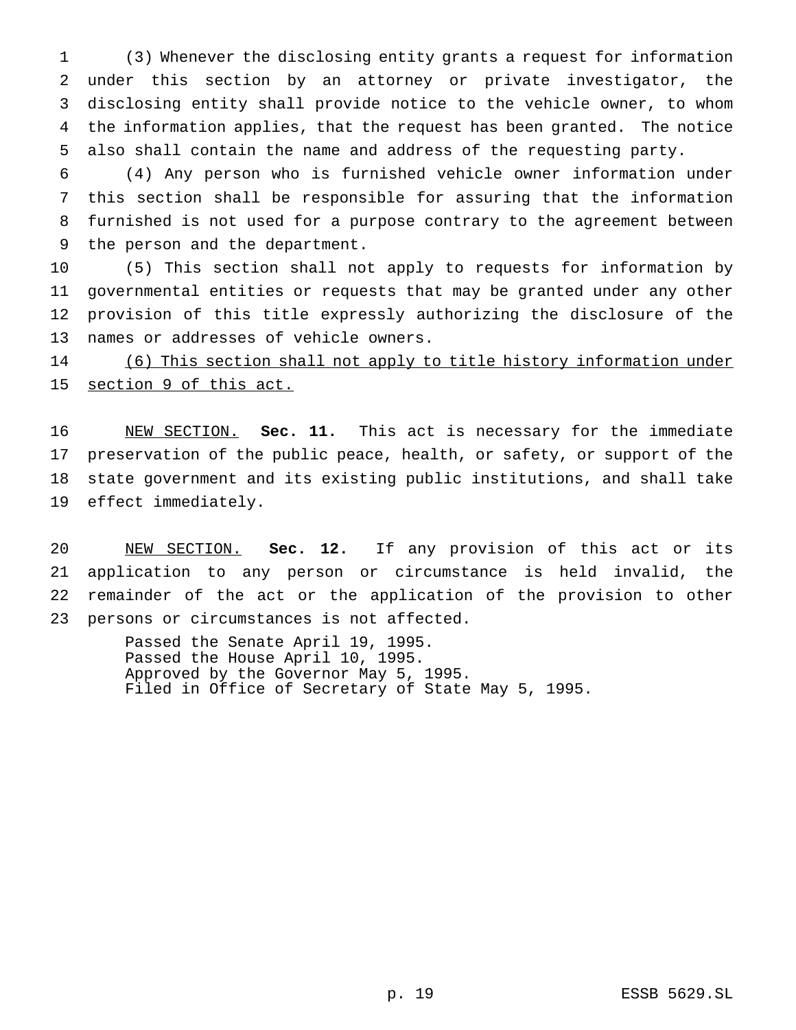(3) Whenever the disclosing entity grants a request for information under this section by an attorney or private investigator, the disclosing entity shall provide notice to the vehicle owner, to whom the information applies, that the request has been granted. The notice also shall contain the name and address of the requesting party.

(4) Any person who is furnished vehicle owner information under this section shall be responsible for assuring that the information furnished is not used for a purpose contrary to the agreement between the person and the department.

(5) This section shall not apply to requests for information by governmental entities or requests that may be granted under any other provision of this title expressly authorizing the disclosure of the names or addresses of vehicle owners.

<u>(6) This section shall not apply to title history information under section 9 of this act.</u>

<u>NEW SECTION.</u> **Sec. 11.** This act is necessary for the immediate preservation of the public peace, health, or safety, or support of the state government and its existing public institutions, and shall take effect immediately.

<u>NEW SECTION.</u> **Sec. 12.** If any provision of this act or its application to any person or circumstance is held invalid, the remainder of the act or the application of the provision to other persons or circumstances is not affected.

Passed the Senate April 19, 1995.
Passed the House April 10, 1995.
Approved by the Governor May 5, 1995.
Filed in Office of Secretary of State May 5, 1995.